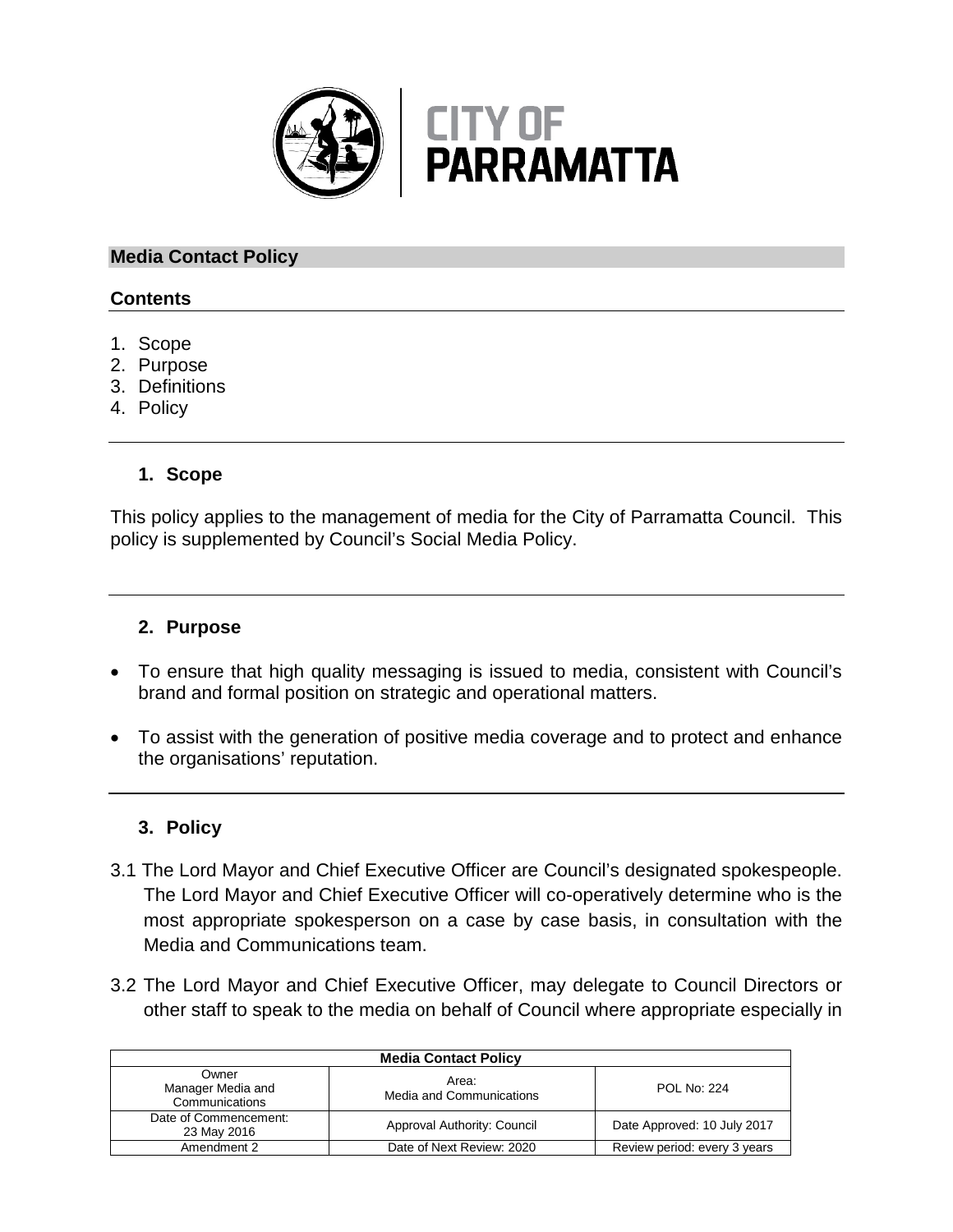CITY OF PARRAMATTA

## Media Contact Policy

### Contents

1. Scope
2. Purpose
3. Definitions
4. Policy

### 1. Scope

This policy applies to the management of media for the City of Parramatta Council. This policy is supplemented by Council's Social Media Policy.

### 2. Purpose

- To ensure that high quality messaging is issued to media, consistent with Council's brand and formal position on strategic and operational matters.
- To assist with the generation of positive media coverage and to protect and enhance the organisations' reputation.

### 3. Policy

3.1 The Lord Mayor and Chief Executive Officer are Council's designated spokespeople. The Lord Mayor and Chief Executive Officer will co-operatively determine who is the most appropriate spokesperson on a case by case basis, in consultation with the Media and Communications team.

3.2 The Lord Mayor and Chief Executive Officer, may delegate to Council Directors or other staff to speak to the media on behalf of Council where appropriate especially in

| Media Contact Policy | | |
|---|---|---|
| Owner<br>Manager Media and Communications | Area:<br>Media and Communications | POL No: 224 |
| Date of Commencement:<br>23 May 2016 | Approval Authority: Council | Date Approved: 10 July 2017 |
| Amendment 2 | Date of Next Review: 2020 | Review period: every 3 years |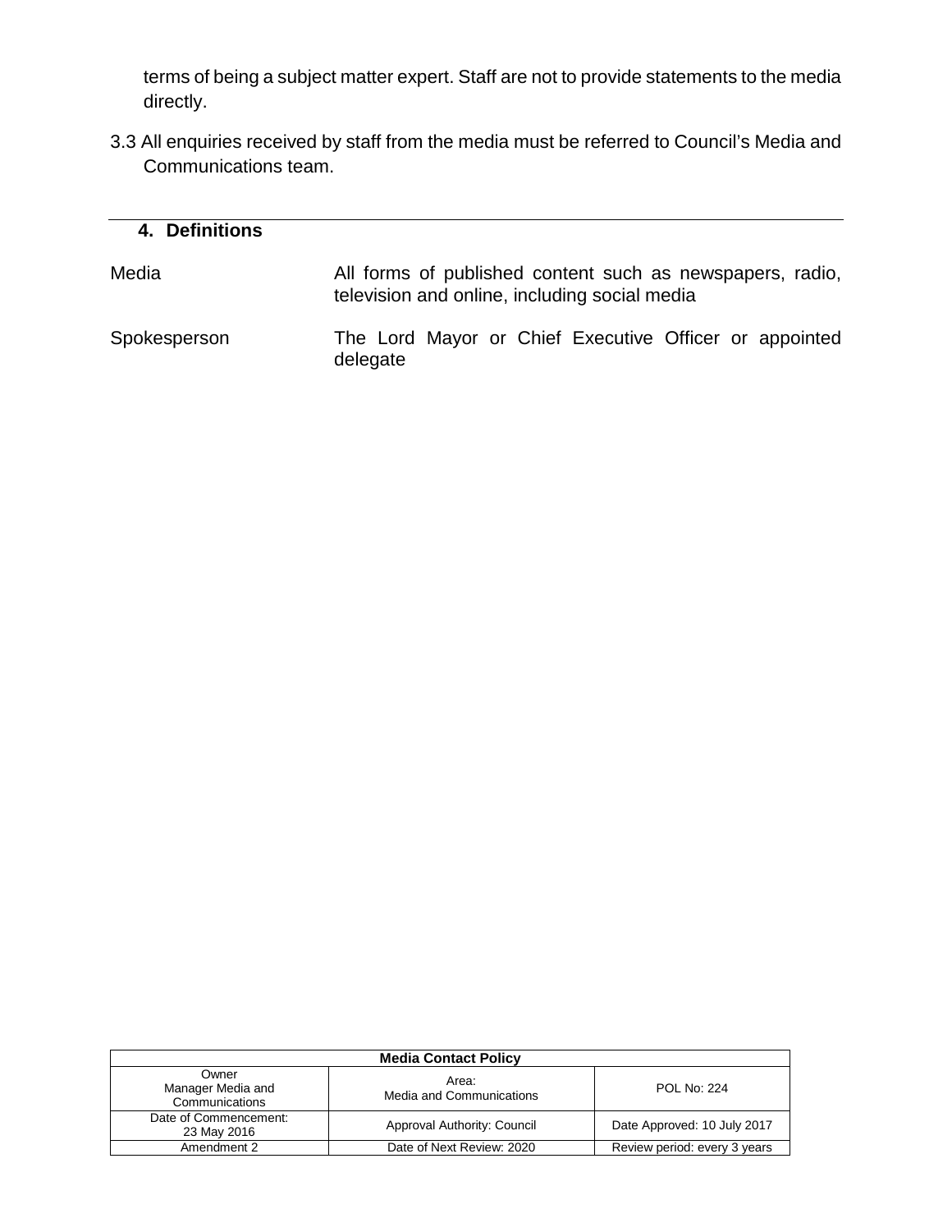terms of being a subject matter expert. Staff are not to provide statements to the media directly.

3.3 All enquiries received by staff from the media must be referred to Council's Media and Communications team.

## 4. Definitions

| | |
|---|---|
| Media | All forms of published content such as newspapers, radio, television and online, including social media |
| Spokesperson | The Lord Mayor or Chief Executive Officer or appointed delegate |